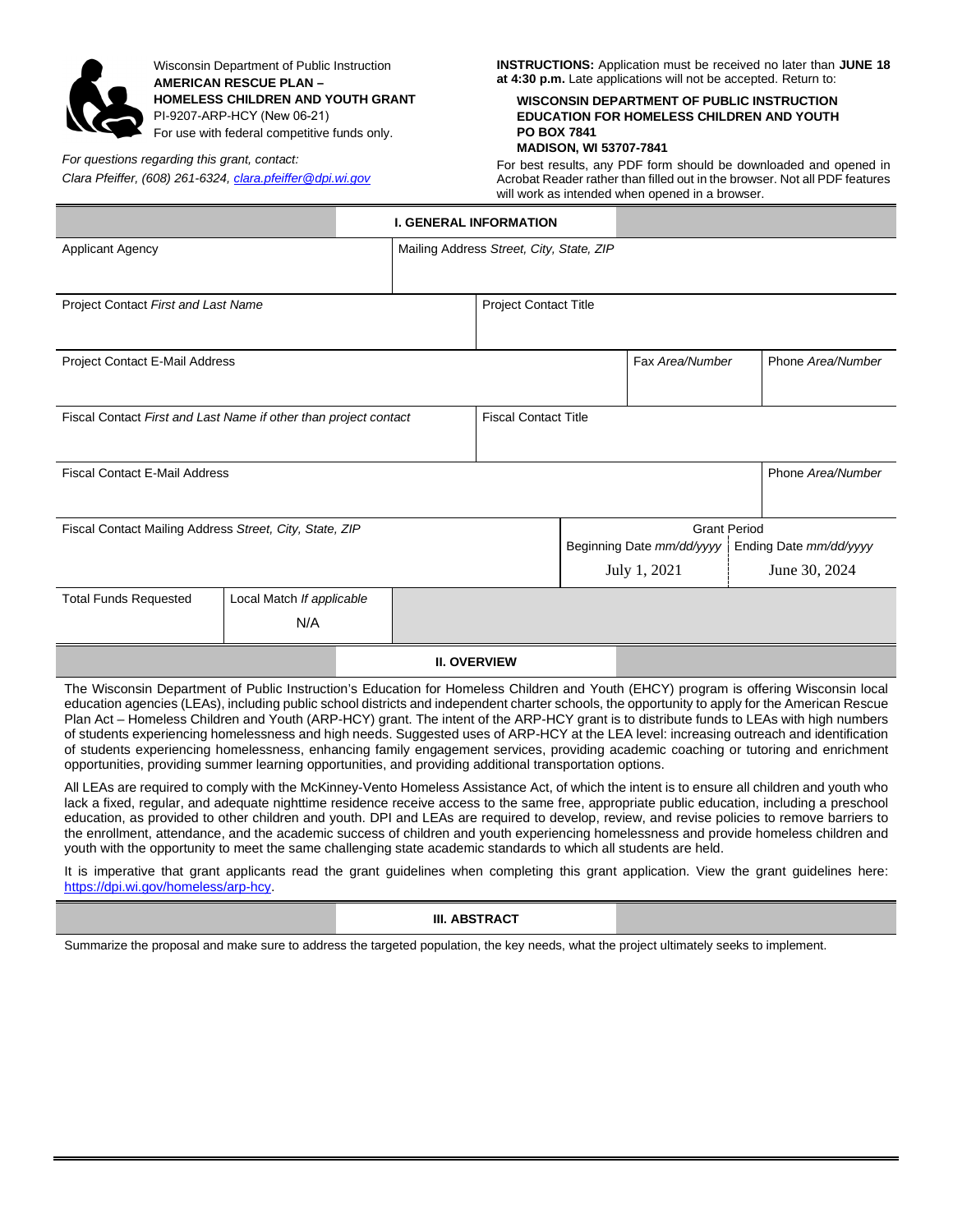Wisconsin Department of Public Instruction
**AMERICAN RESCUE PLAN – HOMELESS CHILDREN AND YOUTH GRANT**
PI-9207-ARP-HCY (New 06-21)
For use with federal competitive funds only.

*For questions regarding this grant, contact:*
*Clara Pfeiffer, (608) 261-6324, clara.pfeiffer@dpi.wi.gov*

**INSTRUCTIONS:** Application must be received no later than **JUNE 18 at 4:30 p.m.** Late applications will not be accepted. Return to:

**WISCONSIN DEPARTMENT OF PUBLIC INSTRUCTION**
**EDUCATION FOR HOMELESS CHILDREN AND YOUTH**
**PO BOX 7841**
**MADISON, WI 53707-7841**

For best results, any PDF form should be downloaded and opened in Acrobat Reader rather than filled out in the browser. Not all PDF features will work as intended when opened in a browser.

## I. GENERAL INFORMATION

| Applicant Agency | Mailing Address *Street, City, State, ZIP* | | |
|---|---|---|---|
| Project Contact *First and Last Name* | Project Contact Title | | |
| Project Contact E-Mail Address | | Fax *Area/Number* | Phone *Area/Number* |
| Fiscal Contact *First and Last Name if other than project contact* | Fiscal Contact Title | | |
| Fiscal Contact E-Mail Address | | | Phone *Area/Number* |
| Fiscal Contact Mailing Address *Street, City, State, ZIP* | | Grant Period Beginning Date *mm/dd/yyyy*: July 1, 2021 | Grant Period Ending Date *mm/dd/yyyy*: June 30, 2024 |
| Total Funds Requested | Local Match *If applicable*: N/A | | |

## II. OVERVIEW

The Wisconsin Department of Public Instruction's Education for Homeless Children and Youth (EHCY) program is offering Wisconsin local education agencies (LEAs), including public school districts and independent charter schools, the opportunity to apply for the American Rescue Plan Act – Homeless Children and Youth (ARP-HCY) grant. The intent of the ARP-HCY grant is to distribute funds to LEAs with high numbers of students experiencing homelessness and high needs. Suggested uses of ARP-HCY at the LEA level: increasing outreach and identification of students experiencing homelessness, enhancing family engagement services, providing academic coaching or tutoring and enrichment opportunities, providing summer learning opportunities, and providing additional transportation options.

All LEAs are required to comply with the McKinney-Vento Homeless Assistance Act, of which the intent is to ensure all children and youth who lack a fixed, regular, and adequate nighttime residence receive access to the same free, appropriate public education, including a preschool education, as provided to other children and youth. DPI and LEAs are required to develop, review, and revise policies to remove barriers to the enrollment, attendance, and the academic success of children and youth experiencing homelessness and provide homeless children and youth with the opportunity to meet the same challenging state academic standards to which all students are held.

It is imperative that grant applicants read the grant guidelines when completing this grant application. View the grant guidelines here: https://dpi.wi.gov/homeless/arp-hcy.

## III. ABSTRACT

Summarize the proposal and make sure to address the targeted population, the key needs, what the project ultimately seeks to implement.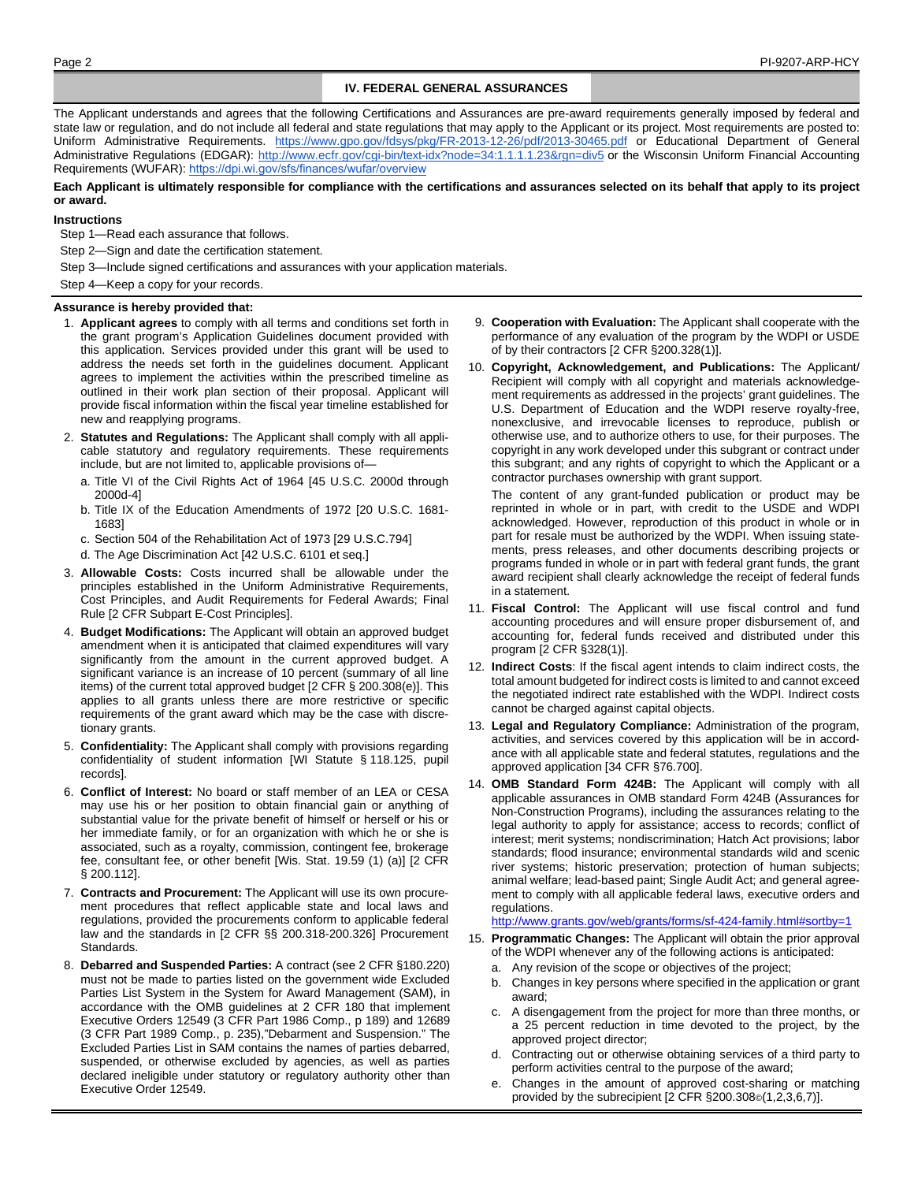## IV. FEDERAL GENERAL ASSURANCES

The Applicant understands and agrees that the following Certifications and Assurances are pre-award requirements generally imposed by federal and state law or regulation, and do not include all federal and state regulations that may apply to the Applicant or its project. Most requirements are posted to: Uniform Administrative Requirements. https://www.gpo.gov/fdsys/pkg/FR-2013-12-26/pdf/2013-30465.pdf or Educational Department of General Administrative Regulations (EDGAR): http://www.ecfr.gov/cgi-bin/text-idx?node=34:1.1.1.1.23&rgn=div5 or the Wisconsin Uniform Financial Accounting Requirements (WUFAR): https://dpi.wi.gov/sfs/finances/wufar/overview

**Each Applicant is ultimately responsible for compliance with the certifications and assurances selected on its behalf that apply to its project or award.**

**Instructions**

Step 1—Read each assurance that follows.

Step 2—Sign and date the certification statement.

Step 3—Include signed certifications and assurances with your application materials.

Step 4—Keep a copy for your records.

**Assurance is hereby provided that:**

1. **Applicant agrees** to comply with all terms and conditions set forth in the grant program's Application Guidelines document provided with this application. Services provided under this grant will be used to address the needs set forth in the guidelines document. Applicant agrees to implement the activities within the prescribed timeline as outlined in their work plan section of their proposal. Applicant will provide fiscal information within the fiscal year timeline established for new and reapplying programs.
2. **Statutes and Regulations:** The Applicant shall comply with all applicable statutory and regulatory requirements. These requirements include, but are not limited to, applicable provisions of—
   a. Title VI of the Civil Rights Act of 1964 [45 U.S.C. 2000d through 2000d-4]
   b. Title IX of the Education Amendments of 1972 [20 U.S.C. 1681-1683]
   c. Section 504 of the Rehabilitation Act of 1973 [29 U.S.C.794]
   d. The Age Discrimination Act [42 U.S.C. 6101 et seq.]
3. **Allowable Costs:** Costs incurred shall be allowable under the principles established in the Uniform Administrative Requirements, Cost Principles, and Audit Requirements for Federal Awards; Final Rule [2 CFR Subpart E-Cost Principles].
4. **Budget Modifications:** The Applicant will obtain an approved budget amendment when it is anticipated that claimed expenditures will vary significantly from the amount in the current approved budget. A significant variance is an increase of 10 percent (summary of all line items) of the current total approved budget [2 CFR § 200.308(e)]. This applies to all grants unless there are more restrictive or specific requirements of the grant award which may be the case with discretionary grants.
5. **Confidentiality:** The Applicant shall comply with provisions regarding confidentiality of student information [WI Statute § 118.125, pupil records].
6. **Conflict of Interest:** No board or staff member of an LEA or CESA may use his or her position to obtain financial gain or anything of substantial value for the private benefit of himself or herself or his or her immediate family, or for an organization with which he or she is associated, such as a royalty, commission, contingent fee, brokerage fee, consultant fee, or other benefit [Wis. Stat. 19.59 (1) (a)] [2 CFR § 200.112].
7. **Contracts and Procurement:** The Applicant will use its own procurement procedures that reflect applicable state and local laws and regulations, provided the procurements conform to applicable federal law and the standards in [2 CFR §§ 200.318-200.326] Procurement Standards.
8. **Debarred and Suspended Parties:** A contract (see 2 CFR §180.220) must not be made to parties listed on the government wide Excluded Parties List System in the System for Award Management (SAM), in accordance with the OMB guidelines at 2 CFR 180 that implement Executive Orders 12549 (3 CFR Part 1986 Comp., p 189) and 12689 (3 CFR Part 1989 Comp., p. 235),"Debarment and Suspension." The Excluded Parties List in SAM contains the names of parties debarred, suspended, or otherwise excluded by agencies, as well as parties declared ineligible under statutory or regulatory authority other than Executive Order 12549.
9. **Cooperation with Evaluation:** The Applicant shall cooperate with the performance of any evaluation of the program by the WDPI or USDE of by their contractors [2 CFR §200.328(1)].
10. **Copyright, Acknowledgement, and Publications:** The Applicant/Recipient will comply with all copyright and materials acknowledgement requirements as addressed in the projects' grant guidelines. The U.S. Department of Education and the WDPI reserve royalty-free, nonexclusive, and irrevocable licenses to reproduce, publish or otherwise use, and to authorize others to use, for their purposes. The copyright in any work developed under this subgrant or contract under this subgrant; and any rights of copyright to which the Applicant or a contractor purchases ownership with grant support.

    The content of any grant-funded publication or product may be reprinted in whole or in part, with credit to the USDE and WDPI acknowledged. However, reproduction of this product in whole or in part for resale must be authorized by the WDPI. When issuing statements, press releases, and other documents describing projects or programs funded in whole or in part with federal grant funds, the grant award recipient shall clearly acknowledge the receipt of federal funds in a statement.
11. **Fiscal Control:** The Applicant will use fiscal control and fund accounting procedures and will ensure proper disbursement of, and accounting for, federal funds received and distributed under this program [2 CFR §328(1)].
12. **Indirect Costs**: If the fiscal agent intends to claim indirect costs, the total amount budgeted for indirect costs is limited to and cannot exceed the negotiated indirect rate established with the WDPI. Indirect costs cannot be charged against capital objects.
13. **Legal and Regulatory Compliance:** Administration of the program, activities, and services covered by this application will be in accordance with all applicable state and federal statutes, regulations and the approved application [34 CFR §76.700].
14. **OMB Standard Form 424B:** The Applicant will comply with all applicable assurances in OMB standard Form 424B (Assurances for Non-Construction Programs), including the assurances relating to the legal authority to apply for assistance; access to records; conflict of interest; merit systems; nondiscrimination; Hatch Act provisions; labor standards; flood insurance; environmental standards wild and scenic river systems; historic preservation; protection of human subjects; animal welfare; lead-based paint; Single Audit Act; and general agreement to comply with all applicable federal laws, executive orders and regulations.
    http://www.grants.gov/web/grants/forms/sf-424-family.html#sortby=1
15. **Programmatic Changes:** The Applicant will obtain the prior approval of the WDPI whenever any of the following actions is anticipated:
    a. Any revision of the scope or objectives of the project;
    b. Changes in key persons where specified in the application or grant award;
    c. A disengagement from the project for more than three months, or a 25 percent reduction in time devoted to the project, by the approved project director;
    d. Contracting out or otherwise obtaining services of a third party to perform activities central to the purpose of the award;
    e. Changes in the amount of approved cost-sharing or matching provided by the subrecipient [2 CFR §200.308©(1,2,3,6,7)].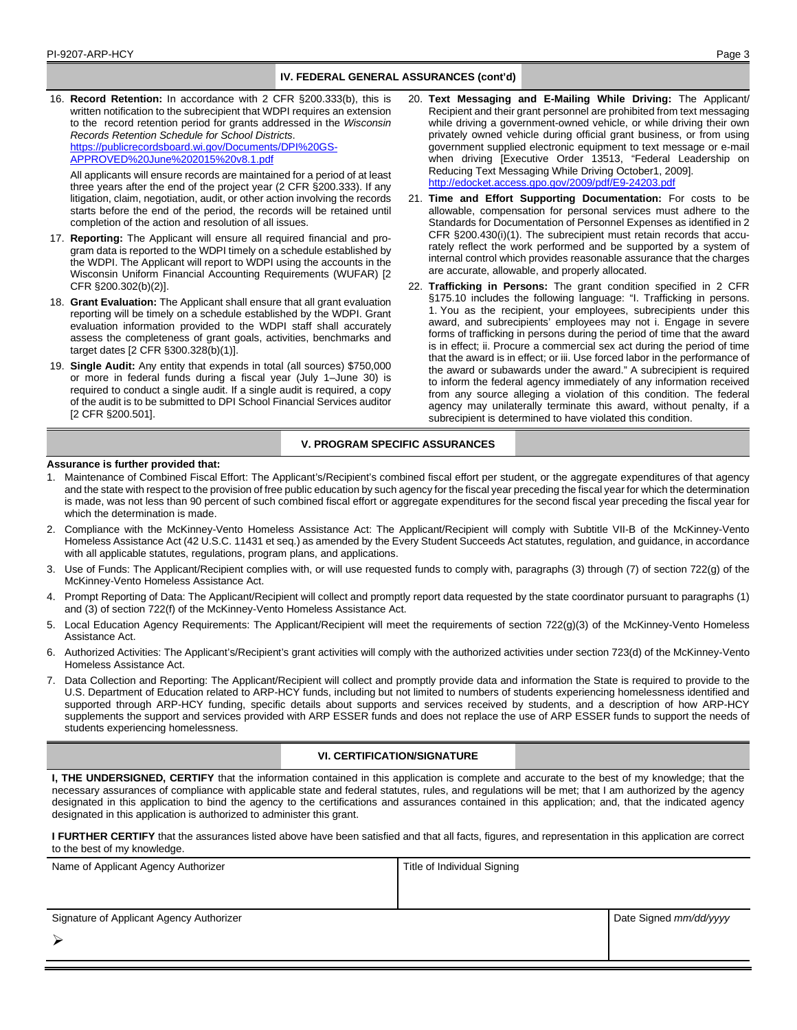## IV. FEDERAL GENERAL ASSURANCES (cont'd)

16. **Record Retention:** In accordance with 2 CFR §200.333(b), this is written notification to the subrecipient that WDPI requires an extension to the record retention period for grants addressed in the *Wisconsin Records Retention Schedule for School Districts*. https://publicrecordsboard.wi.gov/Documents/DPI%20GS-APPROVED%20June%202015%20v8.1.pdf

    All applicants will ensure records are maintained for a period of at least three years after the end of the project year (2 CFR §200.333). If any litigation, claim, negotiation, audit, or other action involving the records starts before the end of the period, the records will be retained until completion of the action and resolution of all issues.

17. **Reporting:** The Applicant will ensure all required financial and program data is reported to the WDPI timely on a schedule established by the WDPI. The Applicant will report to WDPI using the accounts in the Wisconsin Uniform Financial Accounting Requirements (WUFAR) [2 CFR §200.302(b)(2)].

18. **Grant Evaluation:** The Applicant shall ensure that all grant evaluation reporting will be timely on a schedule established by the WDPI. Grant evaluation information provided to the WDPI staff shall accurately assess the completeness of grant goals, activities, benchmarks and target dates [2 CFR §300.328(b)(1)].

19. **Single Audit:** Any entity that expends in total (all sources) $750,000 or more in federal funds during a fiscal year (July 1–June 30) is required to conduct a single audit. If a single audit is required, a copy of the audit is to be submitted to DPI School Financial Services auditor [2 CFR §200.501].

20. **Text Messaging and E-Mailing While Driving:** The Applicant/Recipient and their grant personnel are prohibited from text messaging while driving a government-owned vehicle, or while driving their own privately owned vehicle during official grant business, or from using government supplied electronic equipment to text message or e-mail when driving [Executive Order 13513, "Federal Leadership on Reducing Text Messaging While Driving October1, 2009]. http://edocket.access.gpo.gov/2009/pdf/E9-24203.pdf

21. **Time and Effort Supporting Documentation:** For costs to be allowable, compensation for personal services must adhere to the Standards for Documentation of Personnel Expenses as identified in 2 CFR §200.430(i)(1). The subrecipient must retain records that accurately reflect the work performed and be supported by a system of internal control which provides reasonable assurance that the charges are accurate, allowable, and properly allocated.

22. **Trafficking in Persons:** The grant condition specified in 2 CFR §175.10 includes the following language: "I. Trafficking in persons. 1. You as the recipient, your employees, subrecipients under this award, and subrecipients' employees may not i. Engage in severe forms of trafficking in persons during the period of time that the award is in effect; ii. Procure a commercial sex act during the period of time that the award is in effect; or iii. Use forced labor in the performance of the award or subawards under the award." A subrecipient is required to inform the federal agency immediately of any information received from any source alleging a violation of this condition. The federal agency may unilaterally terminate this award, without penalty, if a subrecipient is determined to have violated this condition.

## V. PROGRAM SPECIFIC ASSURANCES

**Assurance is further provided that:**

1. Maintenance of Combined Fiscal Effort: The Applicant's/Recipient's combined fiscal effort per student, or the aggregate expenditures of that agency and the state with respect to the provision of free public education by such agency for the fiscal year preceding the fiscal year for which the determination is made, was not less than 90 percent of such combined fiscal effort or aggregate expenditures for the second fiscal year preceding the fiscal year for which the determination is made.
2. Compliance with the McKinney-Vento Homeless Assistance Act: The Applicant/Recipient will comply with Subtitle VII-B of the McKinney-Vento Homeless Assistance Act (42 U.S.C. 11431 et seq.) as amended by the Every Student Succeeds Act statutes, regulation, and guidance, in accordance with all applicable statutes, regulations, program plans, and applications.
3. Use of Funds: The Applicant/Recipient complies with, or will use requested funds to comply with, paragraphs (3) through (7) of section 722(g) of the McKinney-Vento Homeless Assistance Act.
4. Prompt Reporting of Data: The Applicant/Recipient will collect and promptly report data requested by the state coordinator pursuant to paragraphs (1) and (3) of section 722(f) of the McKinney-Vento Homeless Assistance Act.
5. Local Education Agency Requirements: The Applicant/Recipient will meet the requirements of section 722(g)(3) of the McKinney-Vento Homeless Assistance Act.
6. Authorized Activities: The Applicant's/Recipient's grant activities will comply with the authorized activities under section 723(d) of the McKinney-Vento Homeless Assistance Act.
7. Data Collection and Reporting: The Applicant/Recipient will collect and promptly provide data and information the State is required to provide to the U.S. Department of Education related to ARP-HCY funds, including but not limited to numbers of students experiencing homelessness identified and supported through ARP-HCY funding, specific details about supports and services received by students, and a description of how ARP-HCY supplements the support and services provided with ARP ESSER funds and does not replace the use of ARP ESSER funds to support the needs of students experiencing homelessness.

## VI. CERTIFICATION/SIGNATURE

**I, THE UNDERSIGNED, CERTIFY** that the information contained in this application is complete and accurate to the best of my knowledge; that the necessary assurances of compliance with applicable state and federal statutes, rules, and regulations will be met; that I am authorized by the agency designated in this application to bind the agency to the certifications and assurances contained in this application; and, that the indicated agency designated in this application is authorized to administer this grant.

**I FURTHER CERTIFY** that the assurances listed above have been satisfied and that all facts, figures, and representation in this application are correct to the best of my knowledge.

| Name of Applicant Agency Authorizer | Title of Individual Signing | |
|---|---|---|
| | | |
| Signature of Applicant Agency Authorizer | | Date Signed *mm/dd/yyyy* |
| ➢ | | |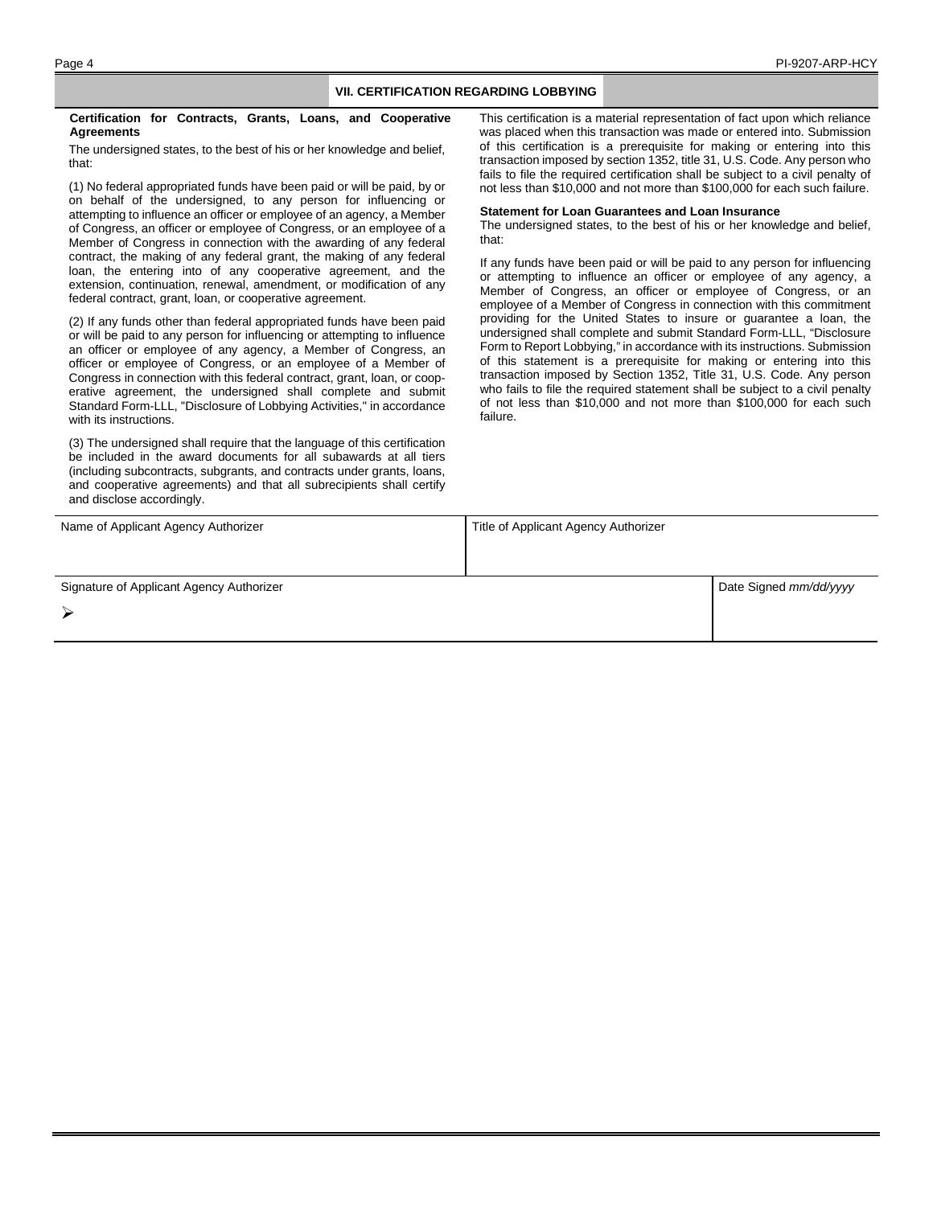## VII. CERTIFICATION REGARDING LOBBYING

**Certification for Contracts, Grants, Loans, and Cooperative Agreements**

The undersigned states, to the best of his or her knowledge and belief, that:

(1) No federal appropriated funds have been paid or will be paid, by or on behalf of the undersigned, to any person for influencing or attempting to influence an officer or employee of an agency, a Member of Congress, an officer or employee of Congress, or an employee of a Member of Congress in connection with the awarding of any federal contract, the making of any federal grant, the making of any federal loan, the entering into of any cooperative agreement, and the extension, continuation, renewal, amendment, or modification of any federal contract, grant, loan, or cooperative agreement.

(2) If any funds other than federal appropriated funds have been paid or will be paid to any person for influencing or attempting to influence an officer or employee of any agency, a Member of Congress, an officer or employee of Congress, or an employee of a Member of Congress in connection with this federal contract, grant, loan, or cooperative agreement, the undersigned shall complete and submit Standard Form-LLL, "Disclosure of Lobbying Activities," in accordance with its instructions.

(3) The undersigned shall require that the language of this certification be included in the award documents for all subawards at all tiers (including subcontracts, subgrants, and contracts under grants, loans, and cooperative agreements) and that all subrecipients shall certify and disclose accordingly.

This certification is a material representation of fact upon which reliance was placed when this transaction was made or entered into. Submission of this certification is a prerequisite for making or entering into this transaction imposed by section 1352, title 31, U.S. Code. Any person who fails to file the required certification shall be subject to a civil penalty of not less than $10,000 and not more than $100,000 for each such failure.

**Statement for Loan Guarantees and Loan Insurance**

The undersigned states, to the best of his or her knowledge and belief, that:

If any funds have been paid or will be paid to any person for influencing or attempting to influence an officer or employee of any agency, a Member of Congress, an officer or employee of Congress, or an employee of a Member of Congress in connection with this commitment providing for the United States to insure or guarantee a loan, the undersigned shall complete and submit Standard Form-LLL, "Disclosure Form to Report Lobbying," in accordance with its instructions. Submission of this statement is a prerequisite for making or entering into this transaction imposed by Section 1352, Title 31, U.S. Code. Any person who fails to file the required statement shall be subject to a civil penalty of not less than $10,000 and not more than $100,000 for each such failure.

| Name of Applicant Agency Authorizer | Title of Applicant Agency Authorizer | |
|---|---|---|
| | | |
| Signature of Applicant Agency Authorizer | | Date Signed *mm/dd/yyyy* |
| ➢ | | |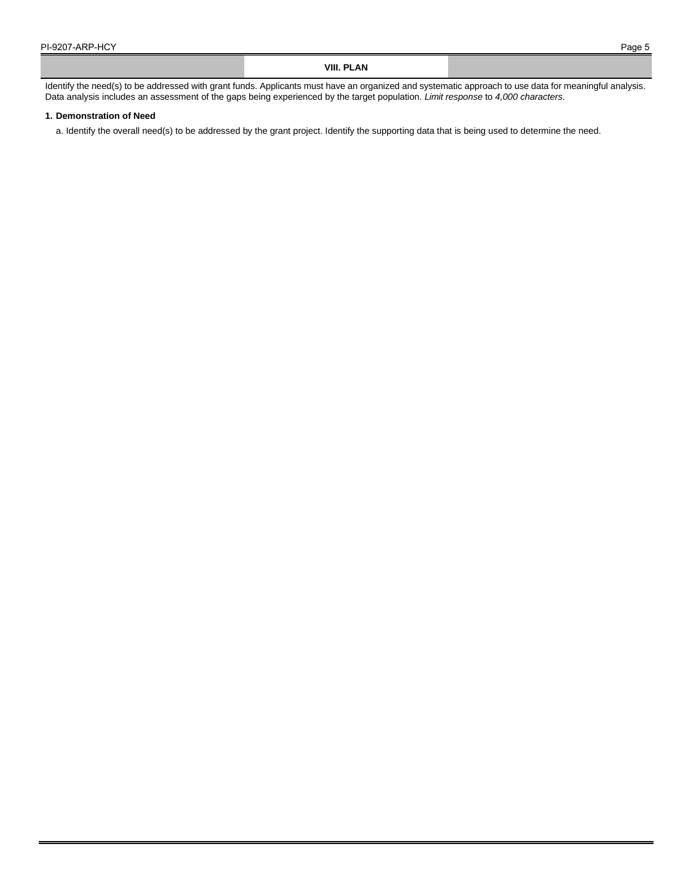## VIII. PLAN

Identify the need(s) to be addressed with grant funds. Applicants must have an organized and systematic approach to use data for meaningful analysis. Data analysis includes an assessment of the gaps being experienced by the target population. *Limit response* to *4,000 characters*.

**1. Demonstration of Need**

a. Identify the overall need(s) to be addressed by the grant project. Identify the supporting data that is being used to determine the need.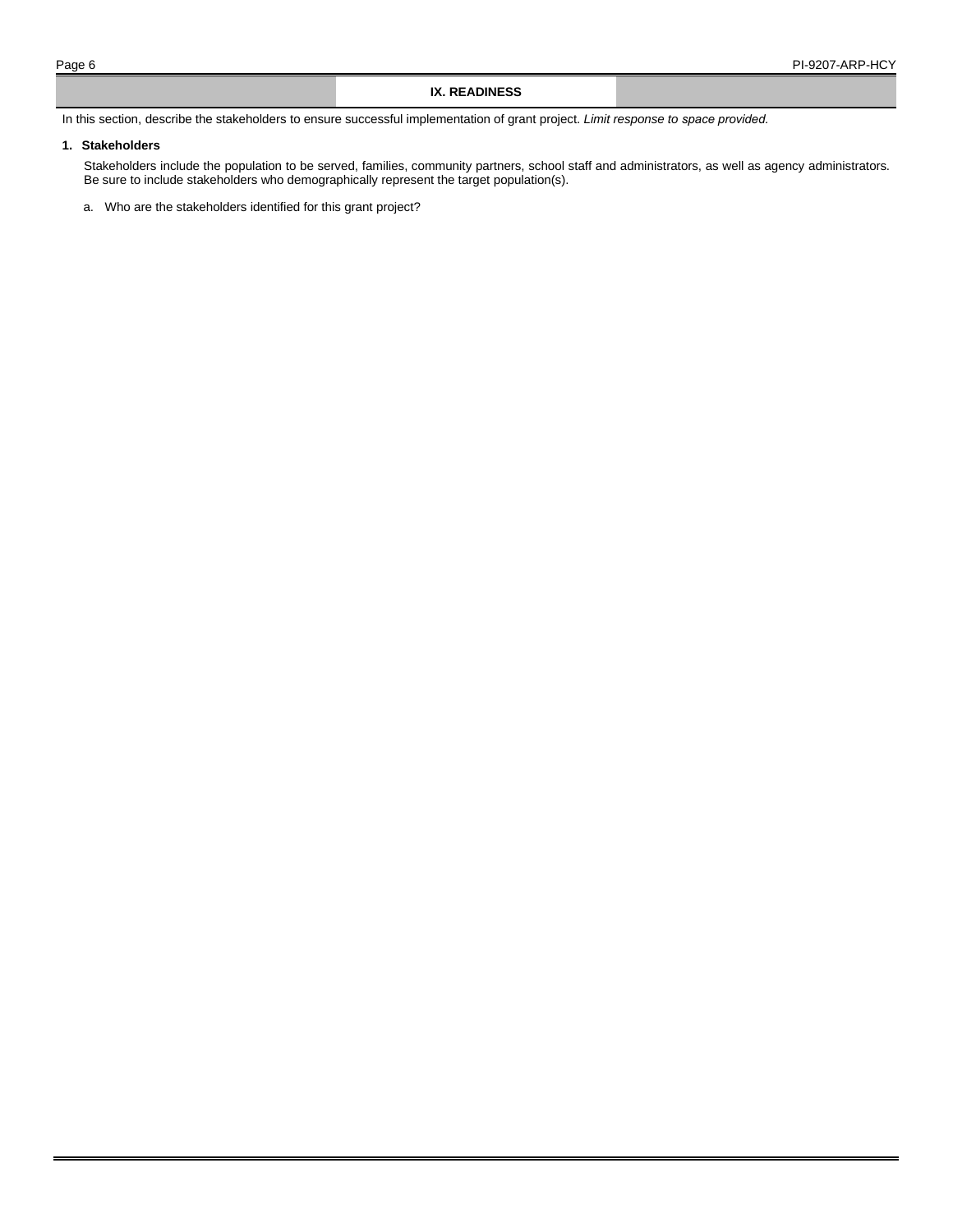## IX. READINESS

In this section, describe the stakeholders to ensure successful implementation of grant project. *Limit response to space provided.*

**1. Stakeholders**

Stakeholders include the population to be served, families, community partners, school staff and administrators, as well as agency administrators. Be sure to include stakeholders who demographically represent the target population(s).

a. Who are the stakeholders identified for this grant project?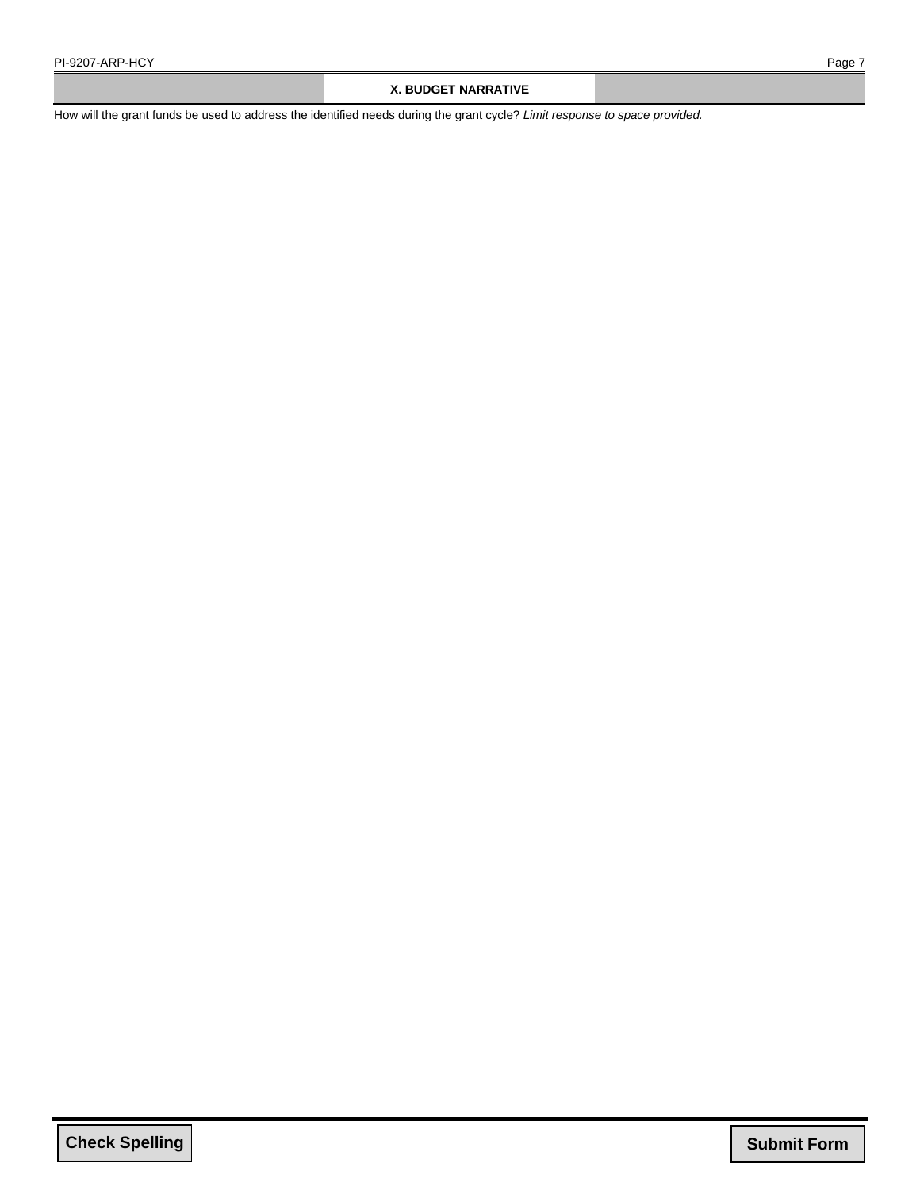## X. BUDGET NARRATIVE

How will the grant funds be used to address the identified needs during the grant cycle? *Limit response to space provided.*

Check Spelling

Submit Form